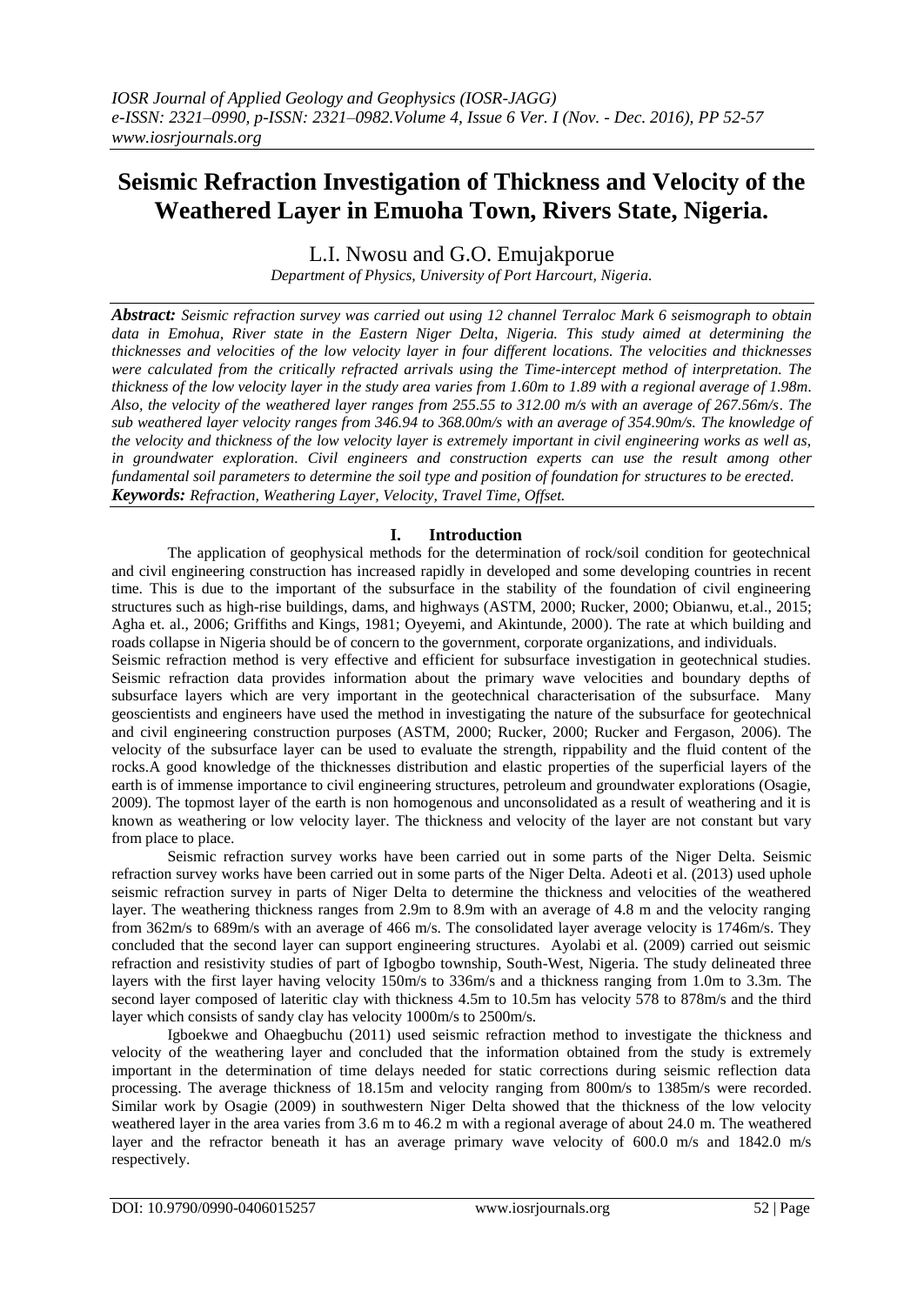# Seismic Refraction Investigation of Thickness and Velocity of the Weathered Layer in Emuoha Town, Rivers State, Nigeria.

L.I. Nwosu and G.O. Emujakporue

*Department of Physics, University of Port Harcourt, Nigeria.*

***Abstract:*** *Seismic refraction survey was carried out using 12 channel Terraloc Mark 6 seismograph to obtain data in Emohua, River state in the Eastern Niger Delta, Nigeria. This study aimed at determining the thicknesses and velocities of the low velocity layer in four different locations. The velocities and thicknesses were calculated from the critically refracted arrivals using the Time-intercept method of interpretation. The thickness of the low velocity layer in the study area varies from 1.60m to 1.89 with a regional average of 1.98m. Also, the velocity of the weathered layer ranges from 255.55 to 312.00 m/s with an average of 267.56m/s. The sub weathered layer velocity ranges from 346.94 to 368.00m/s with an average of 354.90m/s. The knowledge of the velocity and thickness of the low velocity layer is extremely important in civil engineering works as well as, in groundwater exploration. Civil engineers and construction experts can use the result among other fundamental soil parameters to determine the soil type and position of foundation for structures to be erected.*

***Keywords:*** *Refraction, Weathering Layer, Velocity, Travel Time, Offset.*

## I. Introduction

The application of geophysical methods for the determination of rock/soil condition for geotechnical and civil engineering construction has increased rapidly in developed and some developing countries in recent time. This is due to the important of the subsurface in the stability of the foundation of civil engineering structures such as high-rise buildings, dams, and highways (ASTM, 2000; Rucker, 2000; Obianwu, et.al., 2015; Agha et. al., 2006; Griffiths and Kings, 1981; Oyeyemi, and Akintunde, 2000). The rate at which building and roads collapse in Nigeria should be of concern to the government, corporate organizations, and individuals.

Seismic refraction method is very effective and efficient for subsurface investigation in geotechnical studies. Seismic refraction data provides information about the primary wave velocities and boundary depths of subsurface layers which are very important in the geotechnical characterisation of the subsurface. Many geoscientists and engineers have used the method in investigating the nature of the subsurface for geotechnical and civil engineering construction purposes (ASTM, 2000; Rucker, 2000; Rucker and Fergason, 2006). The velocity of the subsurface layer can be used to evaluate the strength, rippability and the fluid content of the rocks.A good knowledge of the thicknesses distribution and elastic properties of the superficial layers of the earth is of immense importance to civil engineering structures, petroleum and groundwater explorations (Osagie, 2009). The topmost layer of the earth is non homogenous and unconsolidated as a result of weathering and it is known as weathering or low velocity layer. The thickness and velocity of the layer are not constant but vary from place to place.

Seismic refraction survey works have been carried out in some parts of the Niger Delta. Seismic refraction survey works have been carried out in some parts of the Niger Delta. Adeoti et al. (2013) used uphole seismic refraction survey in parts of Niger Delta to determine the thickness and velocities of the weathered layer. The weathering thickness ranges from 2.9m to 8.9m with an average of 4.8 m and the velocity ranging from 362m/s to 689m/s with an average of 466 m/s. The consolidated layer average velocity is 1746m/s. They concluded that the second layer can support engineering structures. Ayolabi et al. (2009) carried out seismic refraction and resistivity studies of part of Igbogbo township, South-West, Nigeria. The study delineated three layers with the first layer having velocity 150m/s to 336m/s and a thickness ranging from 1.0m to 3.3m. The second layer composed of lateritic clay with thickness 4.5m to 10.5m has velocity 578 to 878m/s and the third layer which consists of sandy clay has velocity 1000m/s to 2500m/s.

Igboekwe and Ohaegbuchu (2011) used seismic refraction method to investigate the thickness and velocity of the weathering layer and concluded that the information obtained from the study is extremely important in the determination of time delays needed for static corrections during seismic reflection data processing. The average thickness of 18.15m and velocity ranging from 800m/s to 1385m/s were recorded. Similar work by Osagie (2009) in southwestern Niger Delta showed that the thickness of the low velocity weathered layer in the area varies from 3.6 m to 46.2 m with a regional average of about 24.0 m. The weathered layer and the refractor beneath it has an average primary wave velocity of 600.0 m/s and 1842.0 m/s respectively.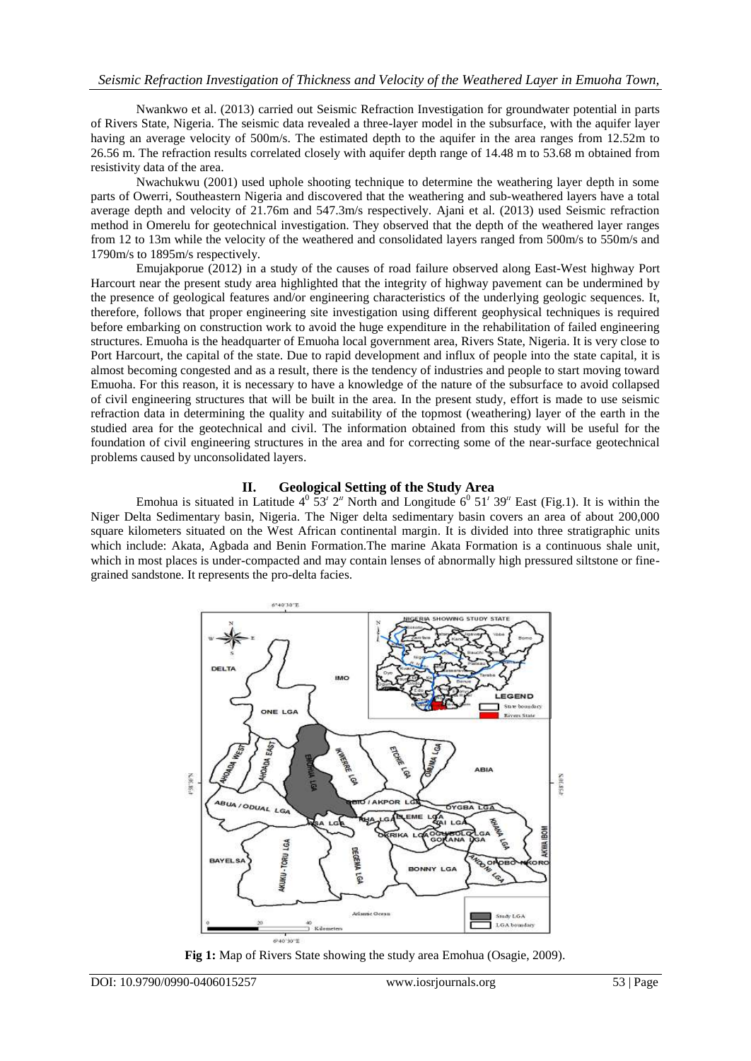Nwankwo et al. (2013) carried out Seismic Refraction Investigation for groundwater potential in parts of Rivers State, Nigeria. The seismic data revealed a three-layer model in the subsurface, with the aquifer layer having an average velocity of 500m/s. The estimated depth to the aquifer in the area ranges from 12.52m to 26.56 m. The refraction results correlated closely with aquifer depth range of 14.48 m to 53.68 m obtained from resistivity data of the area.

Nwachukwu (2001) used uphole shooting technique to determine the weathering layer depth in some parts of Owerri, Southeastern Nigeria and discovered that the weathering and sub-weathered layers have a total average depth and velocity of 21.76m and 547.3m/s respectively. Ajani et al. (2013) used Seismic refraction method in Omerelu for geotechnical investigation. They observed that the depth of the weathered layer ranges from 12 to 13m while the velocity of the weathered and consolidated layers ranged from 500m/s to 550m/s and 1790m/s to 1895m/s respectively.

Emujakporue (2012) in a study of the causes of road failure observed along East-West highway Port Harcourt near the present study area highlighted that the integrity of highway pavement can be undermined by the presence of geological features and/or engineering characteristics of the underlying geologic sequences. It, therefore, follows that proper engineering site investigation using different geophysical techniques is required before embarking on construction work to avoid the huge expenditure in the rehabilitation of failed engineering structures. Emuoha is the headquarter of Emuoha local government area, Rivers State, Nigeria. It is very close to Port Harcourt, the capital of the state. Due to rapid development and influx of people into the state capital, it is almost becoming congested and as a result, there is the tendency of industries and people to start moving toward Emuoha. For this reason, it is necessary to have a knowledge of the nature of the subsurface to avoid collapsed of civil engineering structures that will be built in the area. In the present study, effort is made to use seismic refraction data in determining the quality and suitability of the topmost (weathering) layer of the earth in the studied area for the geotechnical and civil. The information obtained from this study will be useful for the foundation of civil engineering structures in the area and for correcting some of the near-surface geotechnical problems caused by unconsolidated layers.

## II. Geological Setting of the Study Area

Emohua is situated in Latitude $4^0\ 53'\ 2''$ North and Longitude $6^0\ 51'\ 39''$ East (Fig.1). It is within the Niger Delta Sedimentary basin, Nigeria. The Niger delta sedimentary basin covers an area of about 200,000 square kilometers situated on the West African continental margin. It is divided into three stratigraphic units which include: Akata, Agbada and Benin Formation.The marine Akata Formation is a continuous shale unit, which in most places is under-compacted and may contain lenses of abnormally high pressured siltstone or fine-grained sandstone. It represents the pro-delta facies.

**Fig 1:** Map of Rivers State showing the study area Emohua (Osagie, 2009).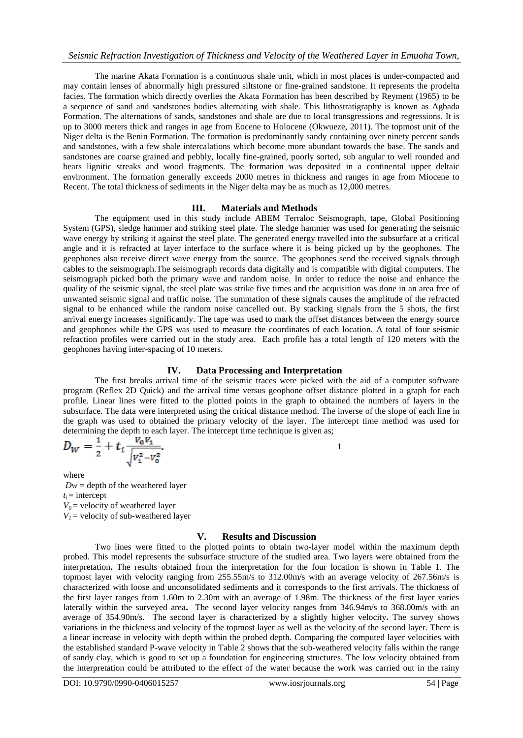The marine Akata Formation is a continuous shale unit, which in most places is under-compacted and may contain lenses of abnormally high pressured siltstone or fine-grained sandstone. It represents the prodelta facies. The formation which directly overlies the Akata Formation has been described by Reyment (1965) to be a sequence of sand and sandstones bodies alternating with shale. This lithostratigraphy is known as Agbada Formation. The alternations of sands, sandstones and shale are due to local transgressions and regressions. It is up to 3000 meters thick and ranges in age from Eocene to Holocene (Okwueze, 2011). The topmost unit of the Niger delta is the Benin Formation. The formation is predominantly sandy containing over ninety percent sands and sandstones, with a few shale intercalations which become more abundant towards the base. The sands and sandstones are coarse grained and pebbly, locally fine-grained, poorly sorted, sub angular to well rounded and bears lignitic streaks and wood fragments. The formation was deposited in a continental upper deltaic environment. The formation generally exceeds 2000 metres in thickness and ranges in age from Miocene to Recent. The total thickness of sediments in the Niger delta may be as much as 12,000 metres.

## III. Materials and Methods

The equipment used in this study include ABEM Terraloc Seismograph, tape, Global Positioning System (GPS), sledge hammer and striking steel plate. The sledge hammer was used for generating the seismic wave energy by striking it against the steel plate. The generated energy travelled into the subsurface at a critical angle and it is refracted at layer interface to the surface where it is being picked up by the geophones. The geophones also receive direct wave energy from the source. The geophones send the received signals through cables to the seismograph.The seismograph records data digitally and is compatible with digital computers. The seismograph picked both the primary wave and random noise. In order to reduce the noise and enhance the quality of the seismic signal, the steel plate was strike five times and the acquisition was done in an area free of unwanted seismic signal and traffic noise. The summation of these signals causes the amplitude of the refracted signal to be enhanced while the random noise cancelled out. By stacking signals from the 5 shots, the first arrival energy increases significantly. The tape was used to mark the offset distances between the energy source and geophones while the GPS was used to measure the coordinates of each location. A total of four seismic refraction profiles were carried out in the study area. Each profile has a total length of 120 meters with the geophones having inter-spacing of 10 meters.

## IV. Data Processing and Interpretation

The first breaks arrival time of the seismic traces were picked with the aid of a computer software program (Reflex 2D Quick) and the arrival time versus geophone offset distance plotted in a graph for each profile. Linear lines were fitted to the plotted points in the graph to obtained the numbers of layers in the subsurface. The data were interpreted using the critical distance method. The inverse of the slope of each line in the graph was used to obtained the primary velocity of the layer. The intercept time method was used for determining the depth to each layer. The intercept time technique is given as;

$$D_W = \frac{1}{2} + t_i \frac{V_0 V_1}{\sqrt{V_1^2 - V_0^2}}. \qquad 1$$

where

$Dw$ = depth of the weathered layer
$t_i$ = intercept
$V_0$ = velocity of weathered layer
$V_1$ = velocity of sub-weathered layer

## V. Results and Discussion

Two lines were fitted to the plotted points to obtain two-layer model within the maximum depth probed. This model represents the subsurface structure of the studied area. Two layers were obtained from the interpretation**.** The results obtained from the interpretation for the four location is shown in Table 1. The topmost layer with velocity ranging from 255.55m/s to 312.00m/s with an average velocity of 267.56m/s is characterized with loose and unconsolidated sediments and it corresponds to the first arrivals. The thickness of the first layer ranges from 1.60m to 2.30m with an average of 1.98m. The thickness of the first layer varies laterally within the surveyed area**.** The second layer velocity ranges from 346.94m/s to 368.00m/s with an average of 354.90m/s. The second layer is characterized by a slightly higher velocity**.** The survey shows variations in the thickness and velocity of the topmost layer as well as the velocity of the second layer. There is a linear increase in velocity with depth within the probed depth. Comparing the computed layer velocities with the established standard P-wave velocity in Table 2 shows that the sub-weathered velocity falls within the range of sandy clay, which is good to set up a foundation for engineering structures. The low velocity obtained from the interpretation could be attributed to the effect of the water because the work was carried out in the rainy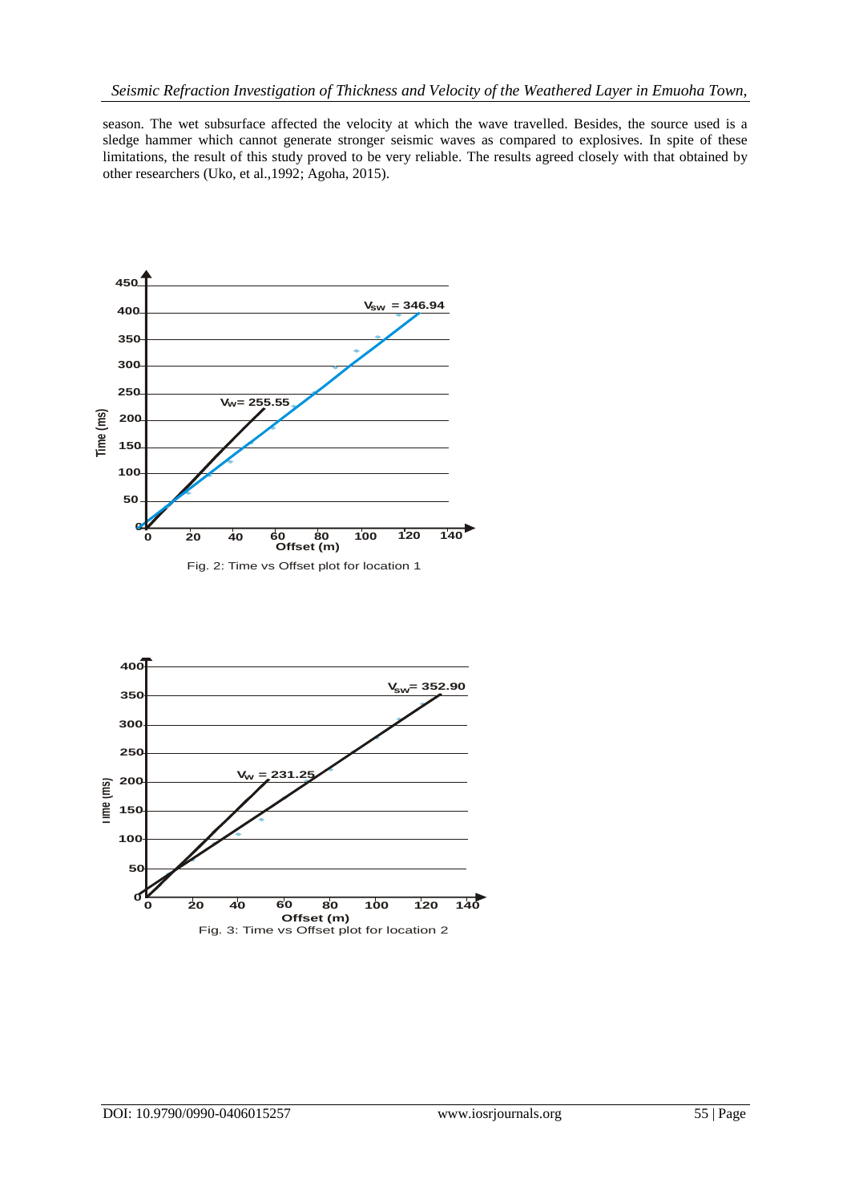season. The wet subsurface affected the velocity at which the wave travelled. Besides, the source used is a sledge hammer which cannot generate stronger seismic waves as compared to explosives. In spite of these limitations, the result of this study proved to be very reliable. The results agreed closely with that obtained by other researchers (Uko, et al.,1992; Agoha, 2015).

Fig. 2: Time vs Offset plot for location 1

Fig. 3: Time vs Offset plot for location 2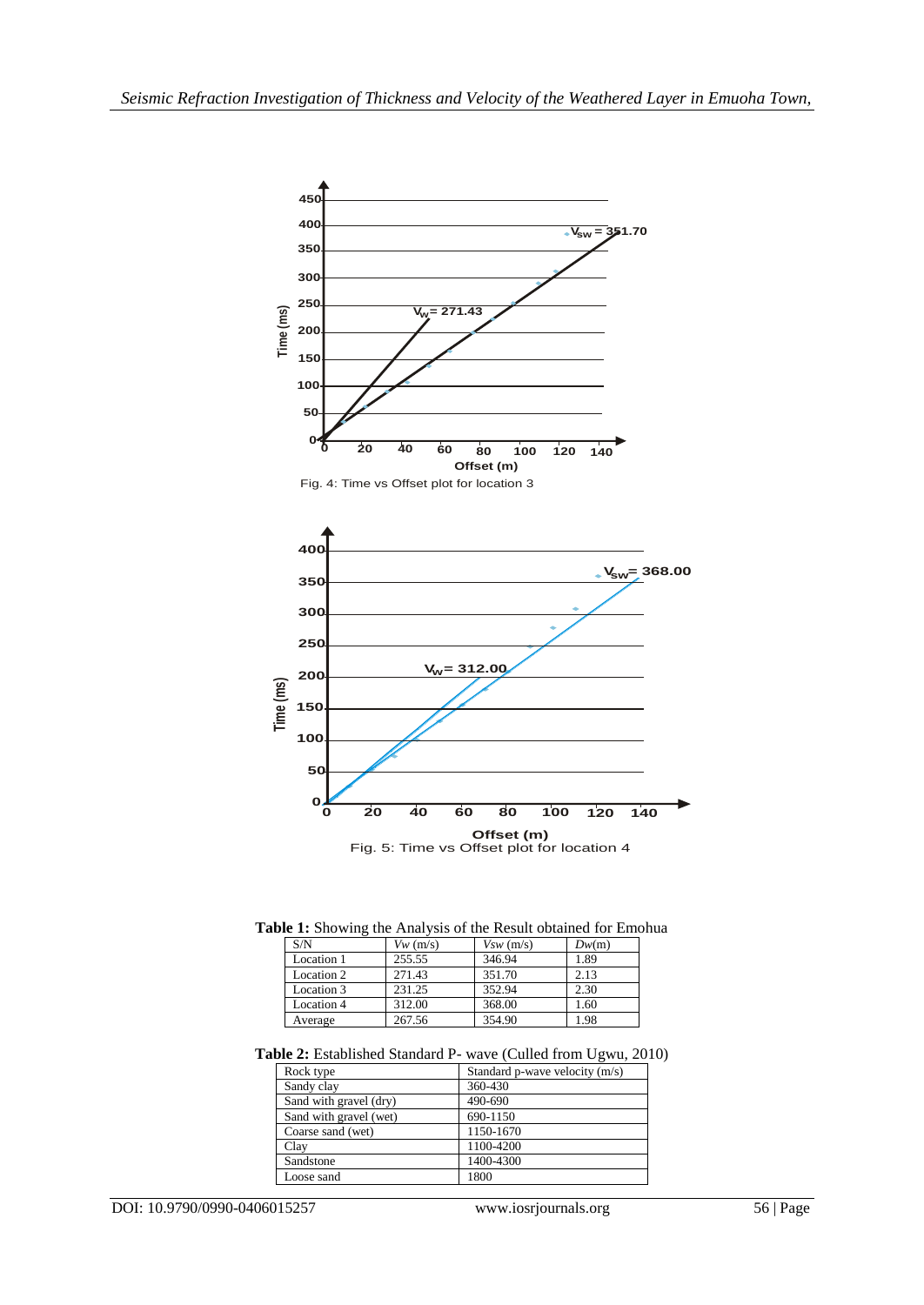Fig. 4: Time vs Offset plot for location 3

Fig. 5: Time vs Offset plot for location 4

**Table 1:** Showing the Analysis of the Result obtained for Emohua

| S/N | *Vw* (m/s) | *Vsw* (m/s) | *Dw*(m) |
|---|---|---|---|
| Location 1 | 255.55 | 346.94 | 1.89 |
| Location 2 | 271.43 | 351.70 | 2.13 |
| Location 3 | 231.25 | 352.94 | 2.30 |
| Location 4 | 312.00 | 368.00 | 1.60 |
| Average | 267.56 | 354.90 | 1.98 |

**Table 2:** Established Standard P- wave (Culled from Ugwu, 2010)

| Rock type | Standard p-wave velocity (m/s) |
|---|---|
| Sandy clay | 360-430 |
| Sand with gravel (dry) | 490-690 |
| Sand with gravel (wet) | 690-1150 |
| Coarse sand (wet) | 1150-1670 |
| Clay | 1100-4200 |
| Sandstone | 1400-4300 |
| Loose sand | 1800 |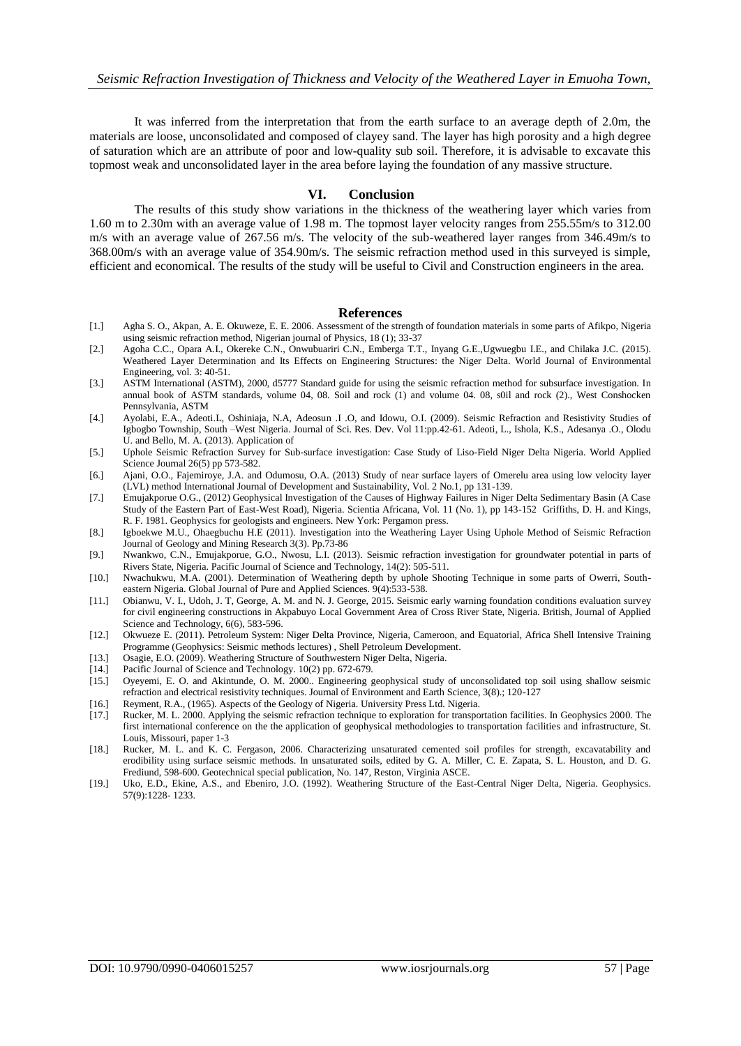It was inferred from the interpretation that from the earth surface to an average depth of 2.0m, the materials are loose, unconsolidated and composed of clayey sand. The layer has high porosity and a high degree of saturation which are an attribute of poor and low-quality sub soil. Therefore, it is advisable to excavate this topmost weak and unconsolidated layer in the area before laying the foundation of any massive structure.

## VI. Conclusion

The results of this study show variations in the thickness of the weathering layer which varies from 1.60 m to 2.30m with an average value of 1.98 m. The topmost layer velocity ranges from 255.55m/s to 312.00 m/s with an average value of 267.56 m/s. The velocity of the sub-weathered layer ranges from 346.49m/s to 368.00m/s with an average value of 354.90m/s. The seismic refraction method used in this surveyed is simple, efficient and economical. The results of the study will be useful to Civil and Construction engineers in the area.

## References

[1.] Agha S. O., Akpan, A. E. Okuweze, E. E. 2006. Assessment of the strength of foundation materials in some parts of Afikpo, Nigeria using seismic refraction method, Nigerian journal of Physics, 18 (1); 33-37

[2.] Agoha C.C., Opara A.I., Okereke C.N., Onwubuariri C.N., Emberga T.T., Inyang G.E.,Ugwuegbu I.E., and Chilaka J.C. (2015). Weathered Layer Determination and Its Effects on Engineering Structures: the Niger Delta. World Journal of Environmental Engineering, vol. 3: 40-51.

[3.] ASTM International (ASTM), 2000, d5777 Standard guide for using the seismic refraction method for subsurface investigation. In annual book of ASTM standards, volume 04, 08. Soil and rock (1) and volume 04. 08, s0il and rock (2)., West Conshocken Pennsylvania, ASTM

[4.] Ayolabi, E.A., Adeoti.L, Oshiniaja, N.A, Adeosun .I .O, and Idowu, O.I. (2009). Seismic Refraction and Resistivity Studies of Igbogbo Township, South –West Nigeria. Journal of Sci. Res. Dev. Vol 11:pp.42-61. Adeoti, L., Ishola, K.S., Adesanya .O., Olodu U. and Bello, M. A. (2013). Application of

[5.] Uphole Seismic Refraction Survey for Sub-surface investigation: Case Study of Liso-Field Niger Delta Nigeria. World Applied Science Journal 26(5) pp 573-582.

[6.] Ajani, O.O., Fajemiroye, J.A. and Odumosu, O.A. (2013) Study of near surface layers of Omerelu area using low velocity layer (LVL) method International Journal of Development and Sustainability, Vol. 2 No.1, pp 131-139.

[7.] Emujakporue O.G., (2012) Geophysical Investigation of the Causes of Highway Failures in Niger Delta Sedimentary Basin (A Case Study of the Eastern Part of East-West Road), Nigeria. Scientia Africana, Vol. 11 (No. 1), pp 143-152 Griffiths, D. H. and Kings, R. F. 1981. Geophysics for geologists and engineers. New York: Pergamon press.

[8.] Igboekwe M.U., Ohaegbuchu H.E (2011). Investigation into the Weathering Layer Using Uphole Method of Seismic Refraction Journal of Geology and Mining Research 3(3). Pp.73-86

[9.] Nwankwo, C.N., Emujakporue, G.O., Nwosu, L.I. (2013). Seismic refraction investigation for groundwater potential in parts of Rivers State, Nigeria. Pacific Journal of Science and Technology, 14(2): 505-511.

[10.] Nwachukwu, M.A. (2001). Determination of Weathering depth by uphole Shooting Technique in some parts of Owerri, South-eastern Nigeria. Global Journal of Pure and Applied Sciences. 9(4):533-538.

[11.] Obianwu, V. I., Udoh, J. T, George, A. M. and N. J. George, 2015. Seismic early warning foundation conditions evaluation survey for civil engineering constructions in Akpabuyo Local Government Area of Cross River State, Nigeria. British, Journal of Applied Science and Technology, 6(6), 583-596.

[12.] Okwueze E. (2011). Petroleum System: Niger Delta Province, Nigeria, Cameroon, and Equatorial, Africa Shell Intensive Training Programme (Geophysics: Seismic methods lectures) , Shell Petroleum Development.

[13.] Osagie, E.O. (2009). Weathering Structure of Southwestern Niger Delta, Nigeria.

[14.] Pacific Journal of Science and Technology. 10(2) pp. 672-679.

[15.] Oyeyemi, E. O. and Akintunde, O. M. 2000.. Engineering geophysical study of unconsolidated top soil using shallow seismic refraction and electrical resistivity techniques. Journal of Environment and Earth Science, 3(8).; 120-127

[16.] Reyment, R.A., (1965). Aspects of the Geology of Nigeria. University Press Ltd. Nigeria.

[17.] Rucker, M. L. 2000. Applying the seismic refraction technique to exploration for transportation facilities. In Geophysics 2000. The first international conference on the the application of geophysical methodologies to transportation facilities and infrastructure, St. Louis, Missouri, paper 1-3

[18.] Rucker, M. L. and K. C. Fergason, 2006. Characterizing unsaturated cemented soil profiles for strength, excavatability and erodibility using surface seismic methods. In unsaturated soils, edited by G. A. Miller, C. E. Zapata, S. L. Houston, and D. G. Frediund, 598-600. Geotechnical special publication, No. 147, Reston, Virginia ASCE.

[19.] Uko, E.D., Ekine, A.S., and Ebeniro, J.O. (1992). Weathering Structure of the East-Central Niger Delta, Nigeria. Geophysics. 57(9):1228- 1233.